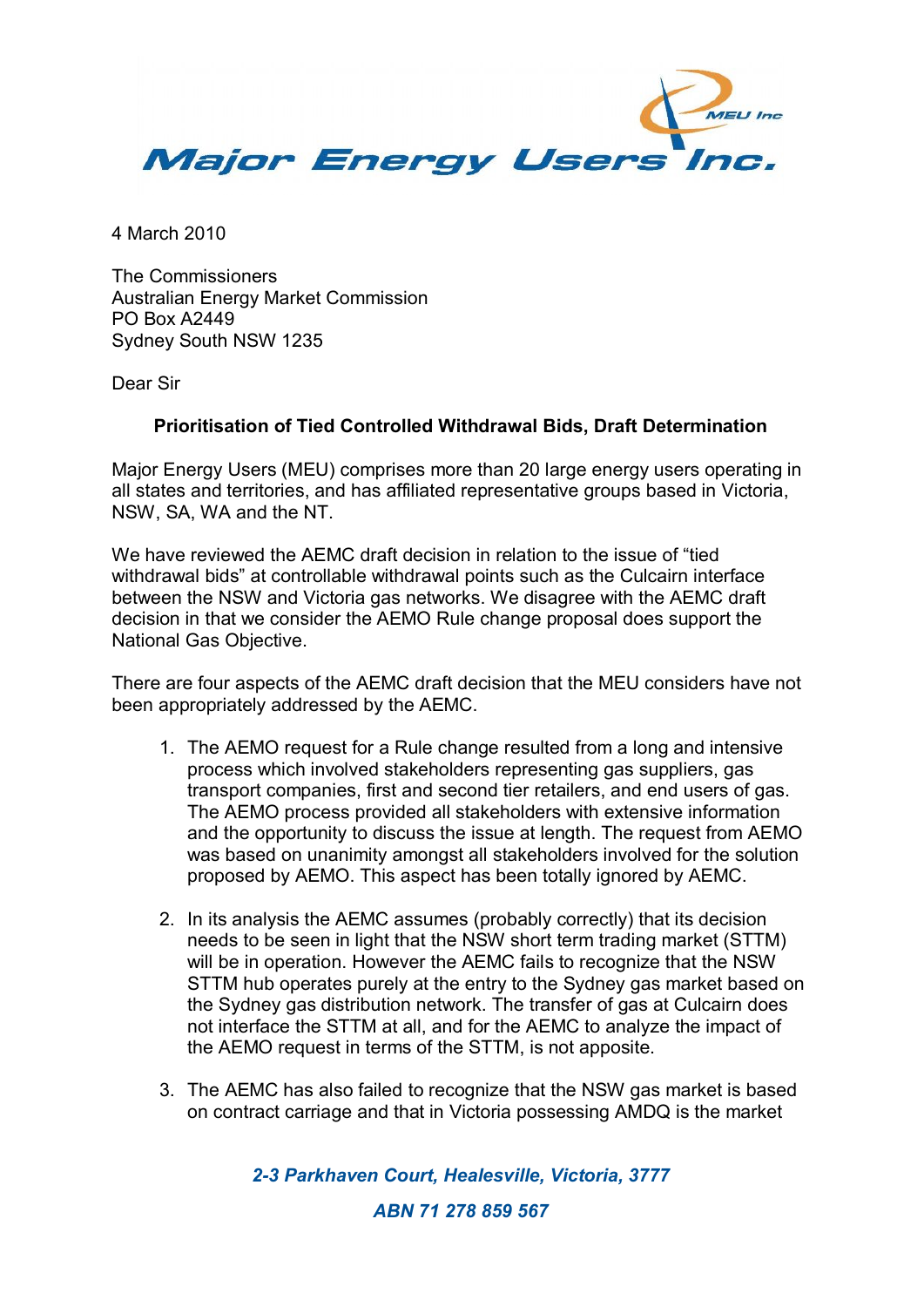# Major Energy Users Inc.

4 March 2010

The Commissioners
Australian Energy Market Commission
PO Box A2449
Sydney South NSW 1235

Dear Sir

**Prioritisation of Tied Controlled Withdrawal Bids, Draft Determination**

Major Energy Users (MEU) comprises more than 20 large energy users operating in all states and territories, and has affiliated representative groups based in Victoria, NSW, SA, WA and the NT.

We have reviewed the AEMC draft decision in relation to the issue of "tied withdrawal bids" at controllable withdrawal points such as the Culcairn interface between the NSW and Victoria gas networks. We disagree with the AEMC draft decision in that we consider the AEMO Rule change proposal does support the National Gas Objective.

There are four aspects of the AEMC draft decision that the MEU considers have not been appropriately addressed by the AEMC.

1. The AEMO request for a Rule change resulted from a long and intensive process which involved stakeholders representing gas suppliers, gas transport companies, first and second tier retailers, and end users of gas. The AEMO process provided all stakeholders with extensive information and the opportunity to discuss the issue at length. The request from AEMO was based on unanimity amongst all stakeholders involved for the solution proposed by AEMO. This aspect has been totally ignored by AEMC.

2. In its analysis the AEMC assumes (probably correctly) that its decision needs to be seen in light that the NSW short term trading market (STTM) will be in operation. However the AEMC fails to recognize that the NSW STTM hub operates purely at the entry to the Sydney gas market based on the Sydney gas distribution network. The transfer of gas at Culcairn does not interface the STTM at all, and for the AEMC to analyze the impact of the AEMO request in terms of the STTM, is not apposite.

3. The AEMC has also failed to recognize that the NSW gas market is based on contract carriage and that in Victoria possessing AMDQ is the market

*2-3 Parkhaven Court, Healesville, Victoria, 3777*

*ABN 71 278 859 567*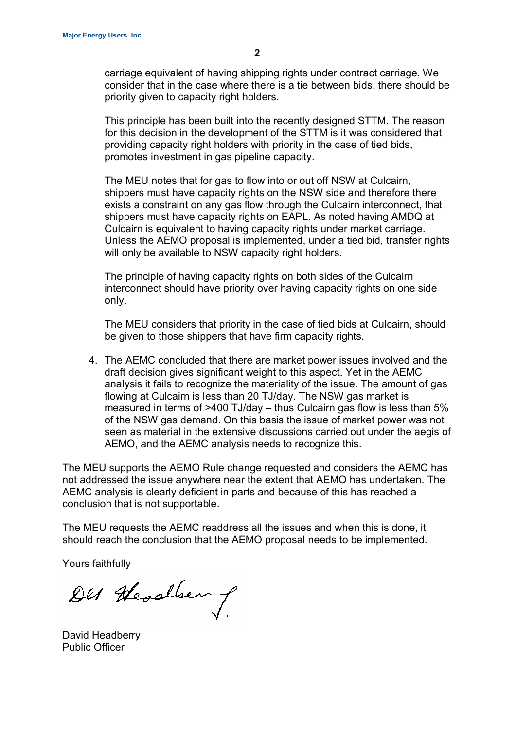carriage equivalent of having shipping rights under contract carriage. We consider that in the case where there is a tie between bids, there should be priority given to capacity right holders.

This principle has been built into the recently designed STTM. The reason for this decision in the development of the STTM is it was considered that providing capacity right holders with priority in the case of tied bids, promotes investment in gas pipeline capacity.

The MEU notes that for gas to flow into or out off NSW at Culcairn, shippers must have capacity rights on the NSW side and therefore there exists a constraint on any gas flow through the Culcairn interconnect, that shippers must have capacity rights on EAPL. As noted having AMDQ at Culcairn is equivalent to having capacity rights under market carriage. Unless the AEMO proposal is implemented, under a tied bid, transfer rights will only be available to NSW capacity right holders.

The principle of having capacity rights on both sides of the Culcairn interconnect should have priority over having capacity rights on one side only.

The MEU considers that priority in the case of tied bids at Culcairn, should be given to those shippers that have firm capacity rights.

4. The AEMC concluded that there are market power issues involved and the draft decision gives significant weight to this aspect. Yet in the AEMC analysis it fails to recognize the materiality of the issue. The amount of gas flowing at Culcairn is less than 20 TJ/day. The NSW gas market is measured in terms of >400 TJ/day – thus Culcairn gas flow is less than 5% of the NSW gas demand. On this basis the issue of market power was not seen as material in the extensive discussions carried out under the aegis of AEMO, and the AEMC analysis needs to recognize this.

The MEU supports the AEMO Rule change requested and considers the AEMC has not addressed the issue anywhere near the extent that AEMO has undertaken. The AEMC analysis is clearly deficient in parts and because of this has reached a conclusion that is not supportable.

The MEU requests the AEMC readdress all the issues and when this is done, it should reach the conclusion that the AEMO proposal needs to be implemented.

Yours faithfully

David Headberry
Public Officer